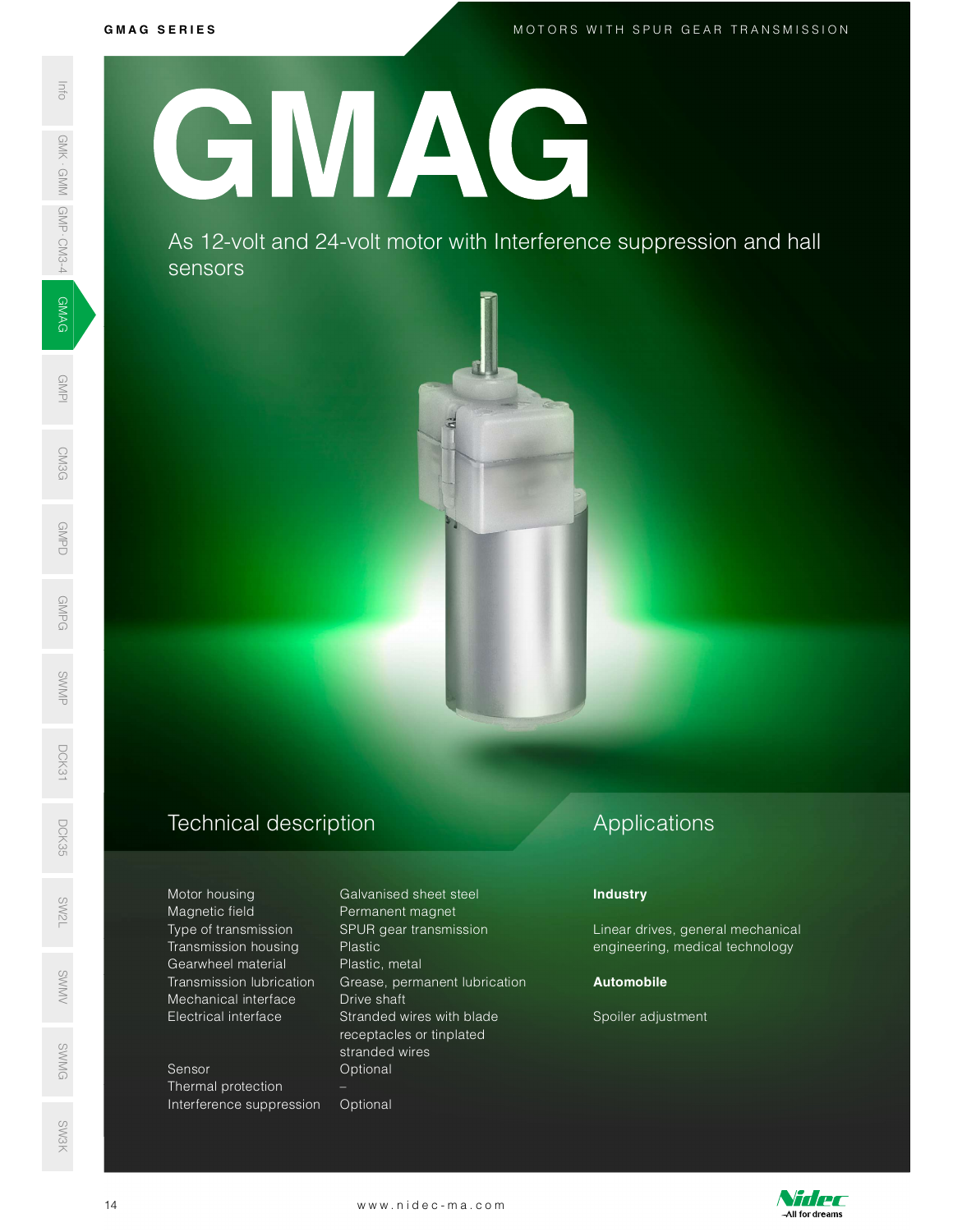# GMAG

As 12-volt and 24-volt motor with Interference suppression and hall sensors

## Technical description

| | |
|---|---|
| Motor housing | Galvanised sheet steel |
| Magnetic field | Permanent magnet |
| Type of transmission | SPUR gear transmission |
| Transmission housing | Plastic |
| Gearwheel material | Plastic, metal |
| Transmission lubrication | Grease, permanent lubrication |
| Mechanical interface | Drive shaft |
| Electrical interface | Stranded wires with blade receptacles or tinplated stranded wires |
| Sensor | Optional |
| Thermal protection | – |
| Interference suppression | Optional |

## Applications

**Industry**

Linear drives, general mechanical engineering, medical technology

**Automobile**

Spoiler adjustment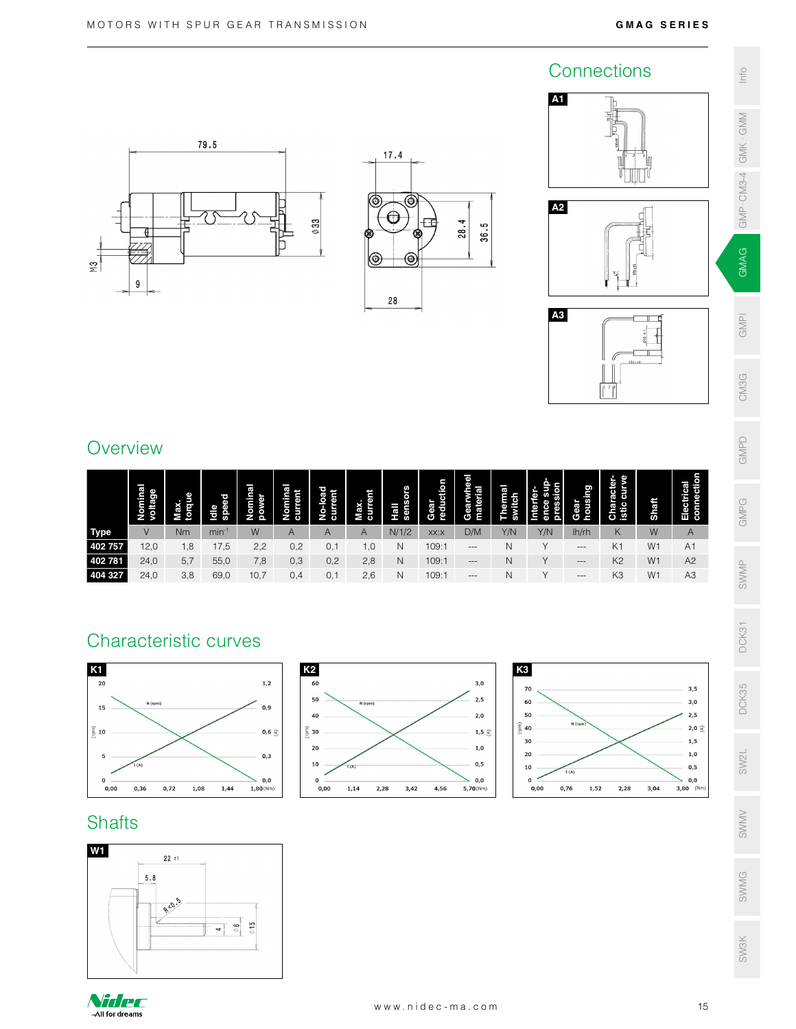# GMAG SERIES

MOTORS WITH SPUR GEAR TRANSMISSION

79.5

Ø33

M3

9

17.4

28.4

36.5

28

## Connections

A1

A2

A3

## Overview

| Type | Nominal voltage | Max. torque | Idle speed | Nominal power | Nominal current | No-load current | Max. current | Hall sensors | Gear reduction | Gearwheel material | Thermal switch | Interference suppression | Gear housing | Characteristic curve | Shaft | Electrical connection |
|---|---|---|---|---|---|---|---|---|---|---|---|---|---|---|---|---|
| | V | Nm | min⁻¹ | W | A | A | A | N/1/2 | xx:x | D/M | Y/N | Y/N | lh/rh | K | W | A |
| 402 757 | 12,0 | 1,8 | 17,5 | 2,2 | 0,2 | 0,1 | 1,0 | N | 109:1 | --- | N | Y | --- | K1 | W1 | A1 |
| 402 781 | 24,0 | 5,7 | 55,0 | 7,8 | 0,3 | 0,2 | 2,8 | N | 109:1 | --- | N | Y | --- | K2 | W1 | A2 |
| 404 327 | 24,0 | 3,8 | 69,0 | 10,7 | 0,4 | 0,1 | 2,6 | N | 109:1 | --- | N | Y | --- | K3 | W1 | A3 |

## Characteristic curves

K1

N (rpm)

I (A)

20, 15, 10, 5, 0

1,2; 0,9; 0,6; 0,3; 0,0

0,00; 0,36; 0,72; 1,08; 1,44; 1,80 (Nm)

K2

N (rpm)

I (A)

60, 50, 40, 30, 20, 10, 0

3,0; 2,5; 2,0; 1,5; 1,0; 0,5; 0,0

0,00; 1,14; 2,28; 3,42; 4,56; 5,70 (Nm)

K3

N (rpm)

I (A)

70, 60, 50, 40, 30, 20, 10, 0

3,5; 3,0; 2,5; 2,0; 1,5; 1,0; 0,5; 0,0

0,00; 0,76; 1,52; 2,28; 3,04; 3,80 (Nm)

## Shafts

W1

22 ±1

5.8

R<0.5

4

Ø6

Ø15

www.nidec-ma.com

Nidec – All for dreams